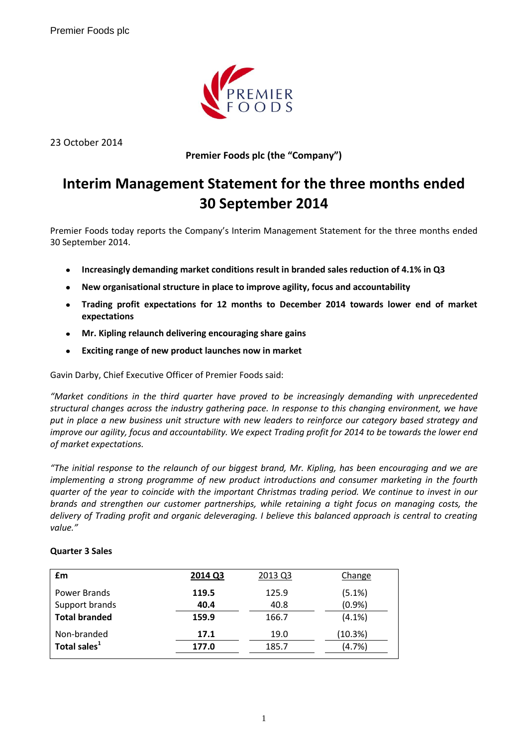23 October 2014

**Premier Foods plc (the "Company")**

# Interim Management Statement for the three months ended 30 September 2014

Premier Foods today reports the Company's Interim Management Statement for the three months ended 30 September 2014.

- **Increasingly demanding market conditions result in branded sales reduction of 4.1% in Q3**
- **New organisational structure in place to improve agility, focus and accountability**
- **Trading profit expectations for 12 months to December 2014 towards lower end of market expectations**
- **Mr. Kipling relaunch delivering encouraging share gains**
- **Exciting range of new product launches now in market**

Gavin Darby, Chief Executive Officer of Premier Foods said:

*"Market conditions in the third quarter have proved to be increasingly demanding with unprecedented structural changes across the industry gathering pace. In response to this changing environment, we have put in place a new business unit structure with new leaders to reinforce our category based strategy and improve our agility, focus and accountability. We expect Trading profit for 2014 to be towards the lower end of market expectations.*

*"The initial response to the relaunch of our biggest brand, Mr. Kipling, has been encouraging and we are implementing a strong programme of new product introductions and consumer marketing in the fourth quarter of the year to coincide with the important Christmas trading period. We continue to invest in our brands and strengthen our customer partnerships, while retaining a tight focus on managing costs, the delivery of Trading profit and organic deleveraging. I believe this balanced approach is central to creating value."*

**Quarter 3 Sales**

| £m | 2014 Q3 | 2013 Q3 | Change |
|---|---|---|---|
| Power Brands | **119.5** | 125.9 | (5.1%) |
| Support brands | **40.4** | 40.8 | (0.9%) |
| **Total branded** | **159.9** | 166.7 | (4.1%) |
| Non-branded | **17.1** | 19.0 | (10.3%) |
| **Total sales[1]** | **177.0** | 185.7 | (4.7%) |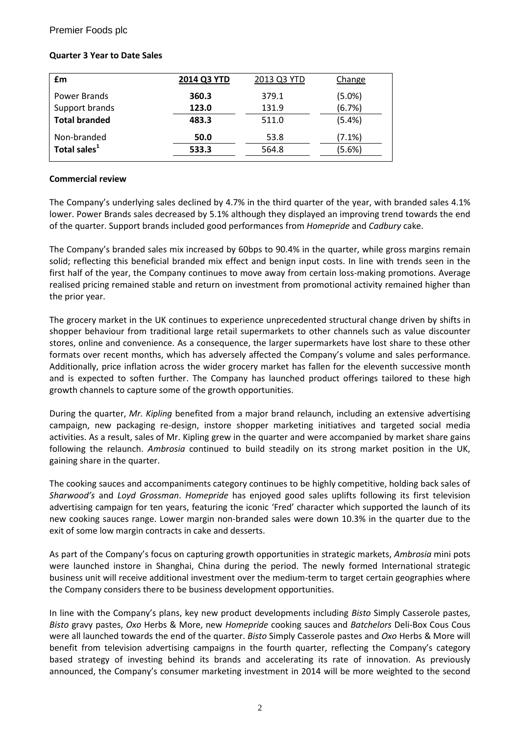**Quarter 3 Year to Date Sales**

| £m | 2014 Q3 YTD | 2013 Q3 YTD | Change |
|---|---|---|---|
| Power Brands | 360.3 | 379.1 | (5.0%) |
| Support brands | 123.0 | 131.9 | (6.7%) |
| **Total branded** | 483.3 | 511.0 | (5.4%) |
| Non-branded | 50.0 | 53.8 | (7.1%) |
| **Total sales**[1] | 533.3 | 564.8 | (5.6%) |

**Commercial review**

The Company's underlying sales declined by 4.7% in the third quarter of the year, with branded sales 4.1% lower. Power Brands sales decreased by 5.1% although they displayed an improving trend towards the end of the quarter. Support brands included good performances from *Homepride* and *Cadbury* cake.

The Company's branded sales mix increased by 60bps to 90.4% in the quarter, while gross margins remain solid; reflecting this beneficial branded mix effect and benign input costs. In line with trends seen in the first half of the year, the Company continues to move away from certain loss-making promotions. Average realised pricing remained stable and return on investment from promotional activity remained higher than the prior year.

The grocery market in the UK continues to experience unprecedented structural change driven by shifts in shopper behaviour from traditional large retail supermarkets to other channels such as value discounter stores, online and convenience. As a consequence, the larger supermarkets have lost share to these other formats over recent months, which has adversely affected the Company's volume and sales performance. Additionally, price inflation across the wider grocery market has fallen for the eleventh successive month and is expected to soften further. The Company has launched product offerings tailored to these high growth channels to capture some of the growth opportunities.

During the quarter, *Mr. Kipling* benefited from a major brand relaunch, including an extensive advertising campaign, new packaging re-design, instore shopper marketing initiatives and targeted social media activities. As a result, sales of Mr. Kipling grew in the quarter and were accompanied by market share gains following the relaunch. *Ambrosia* continued to build steadily on its strong market position in the UK, gaining share in the quarter.

The cooking sauces and accompaniments category continues to be highly competitive, holding back sales of *Sharwood's* and *Loyd Grossman*. *Homepride* has enjoyed good sales uplifts following its first television advertising campaign for ten years, featuring the iconic 'Fred' character which supported the launch of its new cooking sauces range. Lower margin non-branded sales were down 10.3% in the quarter due to the exit of some low margin contracts in cake and desserts.

As part of the Company's focus on capturing growth opportunities in strategic markets, *Ambrosia* mini pots were launched instore in Shanghai, China during the period. The newly formed International strategic business unit will receive additional investment over the medium-term to target certain geographies where the Company considers there to be business development opportunities.

In line with the Company's plans, key new product developments including *Bisto* Simply Casserole pastes, *Bisto* gravy pastes, *Oxo* Herbs & More, new *Homepride* cooking sauces and *Batchelors* Deli-Box Cous Cous were all launched towards the end of the quarter. *Bisto* Simply Casserole pastes and *Oxo* Herbs & More will benefit from television advertising campaigns in the fourth quarter, reflecting the Company's category based strategy of investing behind its brands and accelerating its rate of innovation. As previously announced, the Company's consumer marketing investment in 2014 will be more weighted to the second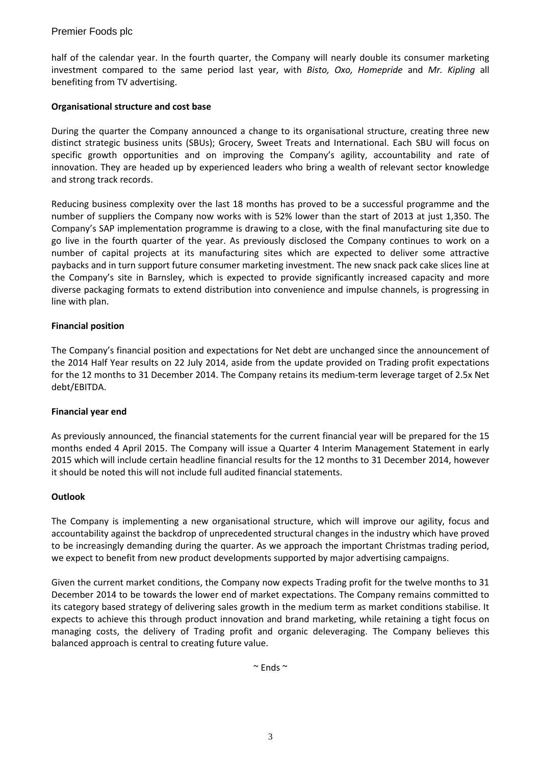half of the calendar year. In the fourth quarter, the Company will nearly double its consumer marketing investment compared to the same period last year, with *Bisto, Oxo, Homepride* and *Mr. Kipling* all benefiting from TV advertising.

**Organisational structure and cost base**

During the quarter the Company announced a change to its organisational structure, creating three new distinct strategic business units (SBUs); Grocery, Sweet Treats and International. Each SBU will focus on specific growth opportunities and on improving the Company's agility, accountability and rate of innovation. They are headed up by experienced leaders who bring a wealth of relevant sector knowledge and strong track records.

Reducing business complexity over the last 18 months has proved to be a successful programme and the number of suppliers the Company now works with is 52% lower than the start of 2013 at just 1,350. The Company's SAP implementation programme is drawing to a close, with the final manufacturing site due to go live in the fourth quarter of the year. As previously disclosed the Company continues to work on a number of capital projects at its manufacturing sites which are expected to deliver some attractive paybacks and in turn support future consumer marketing investment. The new snack pack cake slices line at the Company's site in Barnsley, which is expected to provide significantly increased capacity and more diverse packaging formats to extend distribution into convenience and impulse channels, is progressing in line with plan.

**Financial position**

The Company's financial position and expectations for Net debt are unchanged since the announcement of the 2014 Half Year results on 22 July 2014, aside from the update provided on Trading profit expectations for the 12 months to 31 December 2014. The Company retains its medium-term leverage target of 2.5x Net debt/EBITDA.

**Financial year end**

As previously announced, the financial statements for the current financial year will be prepared for the 15 months ended 4 April 2015. The Company will issue a Quarter 4 Interim Management Statement in early 2015 which will include certain headline financial results for the 12 months to 31 December 2014, however it should be noted this will not include full audited financial statements.

**Outlook**

The Company is implementing a new organisational structure, which will improve our agility, focus and accountability against the backdrop of unprecedented structural changes in the industry which have proved to be increasingly demanding during the quarter. As we approach the important Christmas trading period, we expect to benefit from new product developments supported by major advertising campaigns.

Given the current market conditions, the Company now expects Trading profit for the twelve months to 31 December 2014 to be towards the lower end of market expectations. The Company remains committed to its category based strategy of delivering sales growth in the medium term as market conditions stabilise. It expects to achieve this through product innovation and brand marketing, while retaining a tight focus on managing costs, the delivery of Trading profit and organic deleveraging. The Company believes this balanced approach is central to creating future value.

~ Ends ~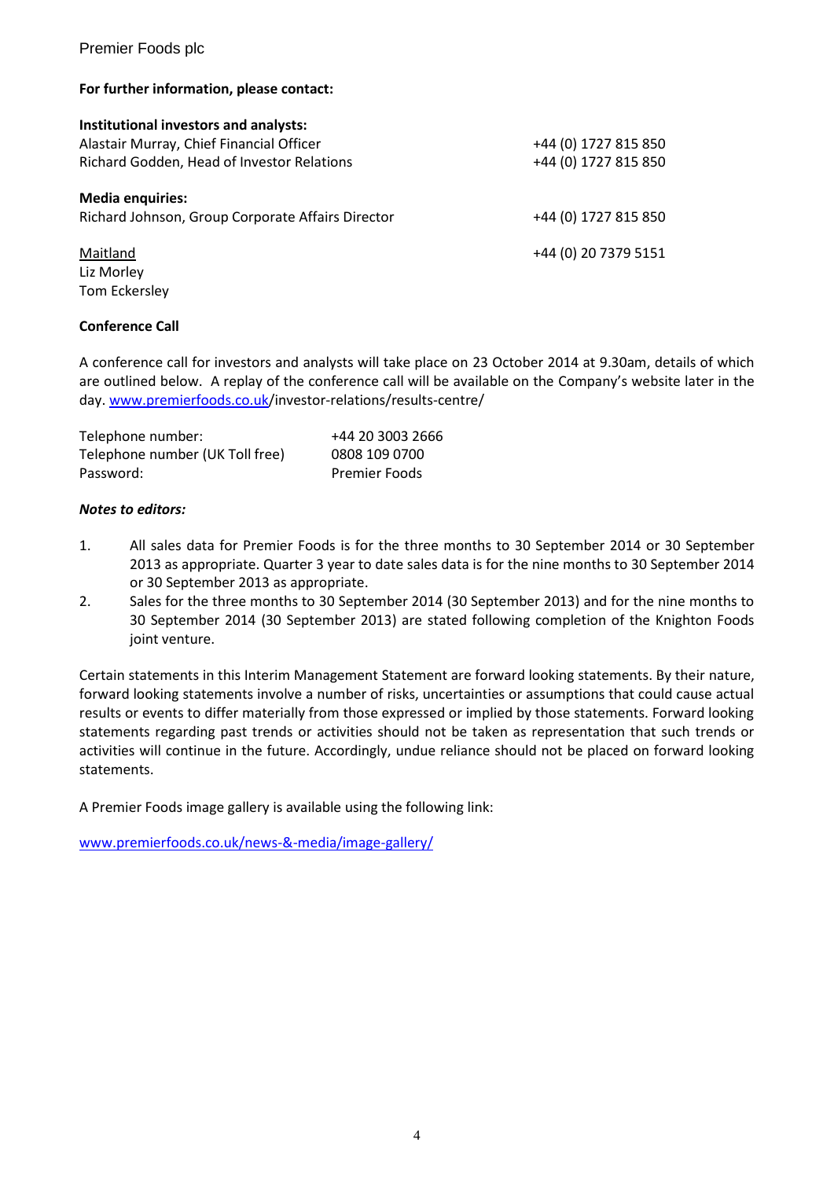Premier Foods plc

**For further information, please contact:**

| | |
|---|---|
| **Institutional investors and analysts:** | |
| Alastair Murray, Chief Financial Officer | +44 (0) 1727 815 850 |
| Richard Godden, Head of Investor Relations | +44 (0) 1727 815 850 |
| | |
| **Media enquiries:** | |
| Richard Johnson, Group Corporate Affairs Director | +44 (0) 1727 815 850 |
| | |
| Maitland | +44 (0) 20 7379 5151 |
| Liz Morley | |
| Tom Eckersley | |

**Conference Call**

A conference call for investors and analysts will take place on 23 October 2014 at 9.30am, details of which are outlined below. A replay of the conference call will be available on the Company's website later in the day. www.premierfoods.co.uk/investor-relations/results-centre/

| | |
|---|---|
| Telephone number: | +44 20 3003 2666 |
| Telephone number (UK Toll free) | 0808 109 0700 |
| Password: | Premier Foods |

***Notes to editors:***

1. All sales data for Premier Foods is for the three months to 30 September 2014 or 30 September 2013 as appropriate. Quarter 3 year to date sales data is for the nine months to 30 September 2014 or 30 September 2013 as appropriate.
2. Sales for the three months to 30 September 2014 (30 September 2013) and for the nine months to 30 September 2014 (30 September 2013) are stated following completion of the Knighton Foods joint venture.

Certain statements in this Interim Management Statement are forward looking statements. By their nature, forward looking statements involve a number of risks, uncertainties or assumptions that could cause actual results or events to differ materially from those expressed or implied by those statements. Forward looking statements regarding past trends or activities should not be taken as representation that such trends or activities will continue in the future. Accordingly, undue reliance should not be placed on forward looking statements.

A Premier Foods image gallery is available using the following link:

www.premierfoods.co.uk/news-&-media/image-gallery/